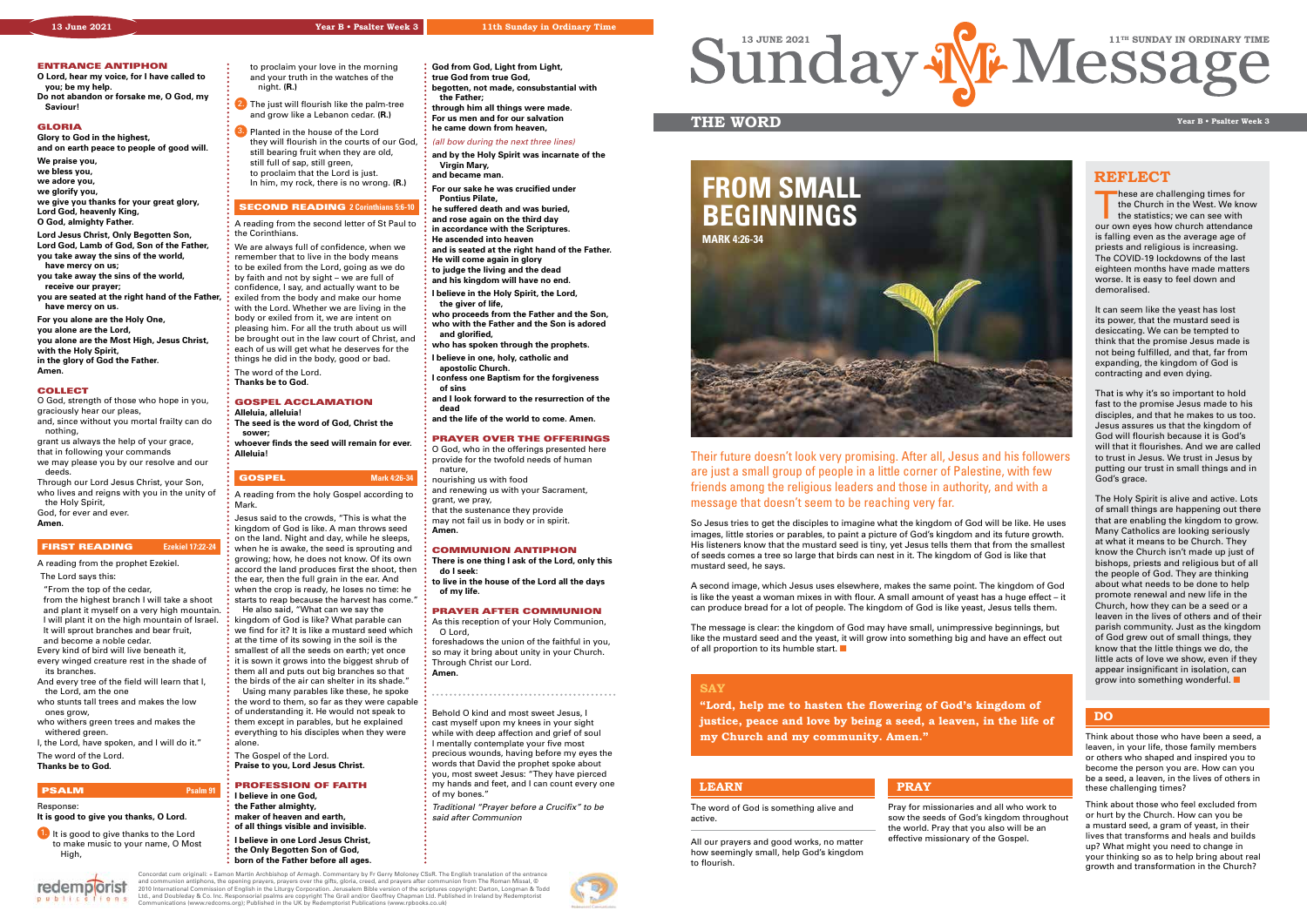## ENTRANCE ANTIPHON

**O Lord, hear my voice, for I have called to you; be my help.**
**Do not abandon or forsake me, O God, my Saviour!**

## GLORIA

**Glory to God in the highest,**
**and on earth peace to people of good will.**
**We praise you,**
**we bless you,**
**we adore you,**
**we glorify you,**
**we give you thanks for your great glory,**
**Lord God, heavenly King,**
**O God, almighty Father.**
**Lord Jesus Christ, Only Begotten Son,**
**Lord God, Lamb of God, Son of the Father,**
**you take away the sins of the world,**
**have mercy on us;**
**you take away the sins of the world,**
**receive our prayer;**
**you are seated at the right hand of the Father,**
**have mercy on us.**
**For you alone are the Holy One,**
**you alone are the Lord,**
**you alone are the Most High, Jesus Christ,**
**with the Holy Spirit,**
**in the glory of God the Father.**
**Amen.**

## COLLECT

O God, strength of those who hope in you,
graciously hear our pleas,
and, since without you mortal frailty can do nothing,
grant us always the help of your grace,
that in following your commands
we may please you by our resolve and our deeds.
Through our Lord Jesus Christ, your Son,
who lives and reigns with you in the unity of the Holy Spirit,
God, for ever and ever.
**Amen.**

## FIRST READING Ezekiel 17:22-24

A reading from the prophet Ezekiel.

The Lord says this:

"From the top of the cedar,
from the highest branch I will take a shoot
and plant it myself on a very high mountain.
I will plant it on the high mountain of Israel.
It will sprout branches and bear fruit,
and become a noble cedar.
Every kind of bird will live beneath it,
every winged creature rest in the shade of its branches.
And every tree of the field will learn that I, the Lord, am the one
who stunts tall trees and makes the low ones grow,
who withers green trees and makes the withered green.
I, the Lord, have spoken, and I will do it."

The word of the Lord.
**Thanks be to God.**

## PSALM Psalm 91

Response:
**It is good to give you thanks, O Lord.**

1. It is good to give thanks to the Lord
to make music to your name, O Most High,
to proclaim your love in the morning
and your truth in the watches of the night. **(R.)**

2. The just will flourish like the palm-tree
and grow like a Lebanon cedar. **(R.)**

3. Planted in the house of the Lord
they will flourish in the courts of our God,
still bearing fruit when they are old,
still full of sap, still green,
to proclaim that the Lord is just.
In him, my rock, there is no wrong. **(R.)**

## SECOND READING 2 Corinthians 5:6-10

A reading from the second letter of St Paul to the Corinthians.

We are always full of confidence, when we remember that to live in the body means to be exiled from the Lord, going as we do by faith and not by sight – we are full of confidence, I say, and actually want to be exiled from the body and make our home with the Lord. Whether we are living in the body or exiled from it, we are intent on pleasing him. For all the truth about us will be brought out in the law court of Christ, and each of us will get what he deserves for the things he did in the body, good or bad.

The word of the Lord.
**Thanks be to God.**

## GOSPEL ACCLAMATION

**Alleluia, alleluia!**
**The seed is the word of God, Christ the sower;**
**whoever finds the seed will remain for ever.**
**Alleluia!**

## GOSPEL Mark 4:26-34

A reading from the holy Gospel according to Mark.

Jesus said to the crowds, "This is what the kingdom of God is like. A man throws seed on the land. Night and day, while he sleeps, when he is awake, the seed is sprouting and growing; how, he does not know. Of its own accord the land produces first the shoot, then the ear, then the full grain in the ear. And when the crop is ready, he loses no time: he starts to reap because the harvest has come."

He also said, "What can we say the kingdom of God is like? What parable can we find for it? It is like a mustard seed which at the time of its sowing in the soil is the smallest of all the seeds on earth; yet once it is sown it grows into the biggest shrub of them all and puts out big branches so that the birds of the air can shelter in its shade."

Using many parables like these, he spoke the word to them, so far as they were capable of understanding it. He would not speak to them except in parables, but he explained everything to his disciples when they were alone.

The Gospel of the Lord.
**Praise to you, Lord Jesus Christ.**

## PROFESSION OF FAITH

**I believe in one God,**
**the Father almighty,**
**maker of heaven and earth,**
**of all things visible and invisible.**
**I believe in one Lord Jesus Christ,**
**the Only Begotten Son of God,**
**born of the Father before all ages.**
**God from God, Light from Light,**
**true God from true God,**
**begotten, not made, consubstantial with the Father;**
**through him all things were made.**
**For us men and for our salvation**
**he came down from heaven,**
*(all bow during the next three lines)*
**and by the Holy Spirit was incarnate of the Virgin Mary,**
**and became man.**
**For our sake he was crucified under Pontius Pilate,**
**he suffered death and was buried,**
**and rose again on the third day**
**in accordance with the Scriptures.**
**He ascended into heaven**
**and is seated at the right hand of the Father.**
**He will come again in glory**
**to judge the living and the dead**
**and his kingdom will have no end.**
**I believe in the Holy Spirit, the Lord, the giver of life,**
**who proceeds from the Father and the Son,**
**who with the Father and the Son is adored and glorified,**
**who has spoken through the prophets.**
**I believe in one, holy, catholic and apostolic Church.**
**I confess one Baptism for the forgiveness of sins**
**and I look forward to the resurrection of the dead**
**and the life of the world to come. Amen.**

## PRAYER OVER THE OFFERINGS

O God, who in the offerings presented here
provide for the twofold needs of human nature,
nourishing us with food
and renewing us with your Sacrament,
grant, we pray,
that the sustenance they provide
may not fail us in body or in spirit.
**Amen.**

## COMMUNION ANTIPHON

**There is one thing I ask of the Lord, only this do I seek:**
**to live in the house of the Lord all the days of my life.**

## PRAYER AFTER COMMUNION

As this reception of your Holy Communion, O Lord,
foreshadows the union of the faithful in you,
so may it bring about unity in your Church.
Through Christ our Lord.
**Amen.**

Behold O kind and most sweet Jesus, I cast myself upon my knees in your sight while with deep affection and grief of soul I mentally contemplate your five most precious wounds, having before my eyes the words that David the prophet spoke about you, most sweet Jesus: "They have pierced my hands and feet, and I can count every one of my bones."

*Traditional "Prayer before a Crucifix" to be said after Communion*

# Sunday Message

13 JUNE 2021 — 11TH SUNDAY IN ORDINARY TIME

## THE WORD

Year B • Psalter Week 3

# FROM SMALL BEGINNINGS

**MARK 4:26-34**

Their future doesn't look very promising. After all, Jesus and his followers are just a small group of people in a little corner of Palestine, with few friends among the religious leaders and those in authority, and with a message that doesn't seem to be reaching very far.

So Jesus tries to get the disciples to imagine what the kingdom of God will be like. He uses images, little stories or parables, to paint a picture of God's kingdom and its future growth. His listeners know that the mustard seed is tiny, yet Jesus tells them that from the smallest of seeds comes a tree so large that birds can nest in it. The kingdom of God is like that mustard seed, he says.

A second image, which Jesus uses elsewhere, makes the same point. The kingdom of God is like the yeast a woman mixes in with flour. A small amount of yeast has a huge effect – it can produce bread for a lot of people. The kingdom of God is like yeast, Jesus tells them.

The message is clear: the kingdom of God may have small, unimpressive beginnings, but like the mustard seed and the yeast, it will grow into something big and have an effect out of all proportion to its humble start.

## SAY

**"Lord, help me to hasten the flowering of God's kingdom of justice, peace and love by being a seed, a leaven, in the life of my Church and my community. Amen."**

## LEARN

The word of God is something alive and active.

All our prayers and good works, no matter how seemingly small, help God's kingdom to flourish.

## PRAY

Pray for missionaries and all who work to sow the seeds of God's kingdom throughout the world. Pray that you also will be an effective missionary of the Gospel.

## REFLECT

These are challenging times for the Church in the West. We know the statistics; we can see with our own eyes how church attendance is falling even as the average age of priests and religious is increasing. The COVID-19 lockdowns of the last eighteen months have made matters worse. It is easy to feel down and demoralised.

It can seem like the yeast has lost its power, that the mustard seed is desiccating. We can be tempted to think that the promise Jesus made is not being fulfilled, and that, far from expanding, the kingdom of God is contracting and even dying.

That is why it's so important to hold fast to the promise Jesus made to his disciples, and that he makes to us too. Jesus assures us that the kingdom of God will flourish because it is God's will that it flourishes. We are called to trust in Jesus. We trust in Jesus by putting our trust in small things and in God's grace.

The Holy Spirit is alive and active. Lots of small things are happening out there that are enabling the kingdom to grow. Many Catholics are looking seriously at what it means to be Church. They know the Church isn't made up just of bishops, priests and religious but of all the people of God. They are thinking about what needs to be done to help promote renewal and new life in the Church, how they can be a seed or a leaven in the lives of others and of their parish community. Just as the kingdom of God grew out of small things, they know that the little things we do, the little acts of love we show, even if they appear insignificant in isolation, can grow into something wonderful.

## DO

Think about those who have been a seed, a leaven, in your life, those family members or others who shaped and inspired you to become the person you are. How can you be a seed, a leaven, in the lives of others in these challenging times?

Think about those who feel excluded from or hurt by the Church. How can you be a mustard seed, a gram of yeast, in their lives that transforms and heals and builds up? What might you need to change in your thinking so as to help bring about real growth and transformation in the Church?

Concordat cum originali: + Eamon Martin Archbishop of Armagh. Commentary by Fr Gerry Moloney CSsR. The English translation of the entrance and communion antiphons, the opening prayers, prayers over the gifts, gloria, creed, and prayers after communion from The Roman Missal, © 2010 International Commission of English in the Liturgy Corporation. Jerusalem Bible version of the scriptures copyright: Darton, Longman & Todd Ltd., and Doubleday & Co. Inc. Responsorial psalms are copyright The Grail and/or Geoffrey Chapman Ltd. Published in Ireland by Redemptorist Communications (www.redcoms.org); Published in the UK by Redemptorist Publications (www.rpbooks.co.uk)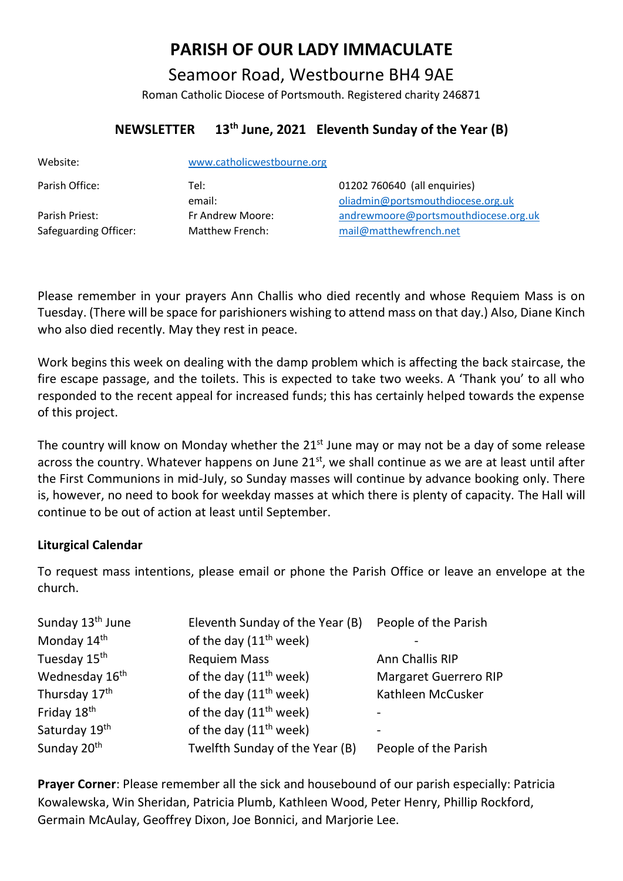# PARISH OF OUR LADY IMMACULATE

## Seamoor Road, Westbourne BH4 9AE

Roman Catholic Diocese of Portsmouth. Registered charity 246871

### NEWSLETTER 13th June, 2021 Eleventh Sunday of the Year (B)

| | | |
|---|---|---|
| Website: | www.catholicwestbourne.org | |
| Parish Office: | Tel: | 01202 760640 (all enquiries) |
| | email: | oliadmin@portsmouthdiocese.org.uk |
| Parish Priest: | Fr Andrew Moore: | andrewmoore@portsmouthdiocese.org.uk |
| Safeguarding Officer: | Matthew French: | mail@matthewfrench.net |

Please remember in your prayers Ann Challis who died recently and whose Requiem Mass is on Tuesday. (There will be space for parishioners wishing to attend mass on that day.) Also, Diane Kinch who also died recently. May they rest in peace.

Work begins this week on dealing with the damp problem which is affecting the back staircase, the fire escape passage, and the toilets. This is expected to take two weeks. A 'Thank you' to all who responded to the recent appeal for increased funds; this has certainly helped towards the expense of this project.

The country will know on Monday whether the 21st June may or may not be a day of some release across the country. Whatever happens on June 21st, we shall continue as we are at least until after the First Communions in mid-July, so Sunday masses will continue by advance booking only. There is, however, no need to book for weekday masses at which there is plenty of capacity. The Hall will continue to be out of action at least until September.

**Liturgical Calendar**

To request mass intentions, please email or phone the Parish Office or leave an envelope at the church.

| | | |
|---|---|---|
| Sunday 13th June | Eleventh Sunday of the Year (B) | People of the Parish |
| Monday 14th | of the day (11th week) | - |
| Tuesday 15th | Requiem Mass | Ann Challis RIP |
| Wednesday 16th | of the day (11th week) | Margaret Guerrero RIP |
| Thursday 17th | of the day (11th week) | Kathleen McCusker |
| Friday 18th | of the day (11th week) | - |
| Saturday 19th | of the day (11th week) | - |
| Sunday 20th | Twelfth Sunday of the Year (B) | People of the Parish |

**Prayer Corner**: Please remember all the sick and housebound of our parish especially: Patricia Kowalewska, Win Sheridan, Patricia Plumb, Kathleen Wood, Peter Henry, Phillip Rockford, Germain McAulay, Geoffrey Dixon, Joe Bonnici, and Marjorie Lee.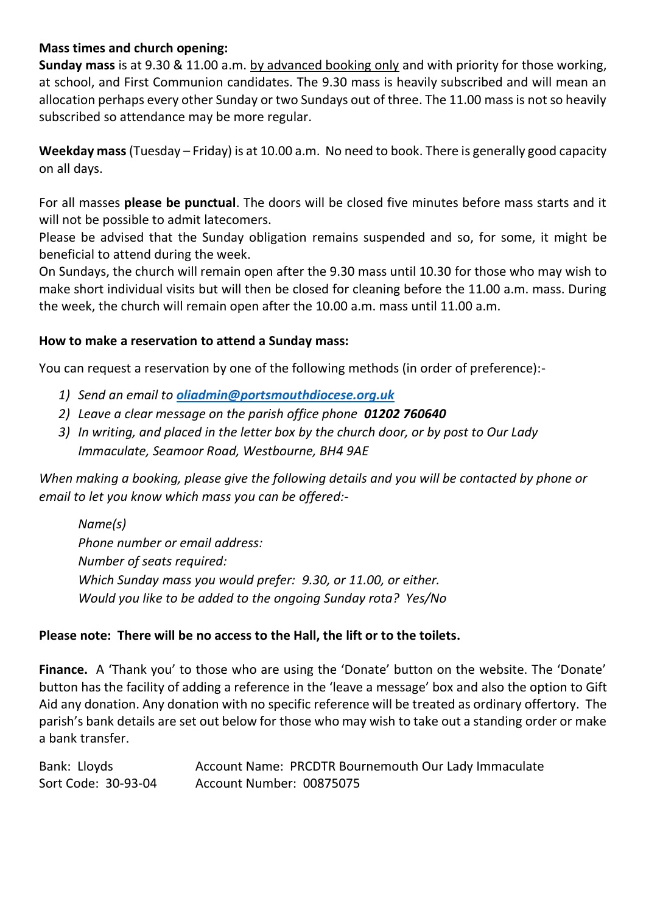**Mass times and church opening:**

**Sunday mass** is at 9.30 & 11.00 a.m. by advanced booking only and with priority for those working, at school, and First Communion candidates. The 9.30 mass is heavily subscribed and will mean an allocation perhaps every other Sunday or two Sundays out of three. The 11.00 mass is not so heavily subscribed so attendance may be more regular.

**Weekday mass** (Tuesday – Friday) is at 10.00 a.m. No need to book. There is generally good capacity on all days.

For all masses **please be punctual**. The doors will be closed five minutes before mass starts and it will not be possible to admit latecomers.
Please be advised that the Sunday obligation remains suspended and so, for some, it might be beneficial to attend during the week.
On Sundays, the church will remain open after the 9.30 mass until 10.30 for those who may wish to make short individual visits but will then be closed for cleaning before the 11.00 a.m. mass. During the week, the church will remain open after the 10.00 a.m. mass until 11.00 a.m.

**How to make a reservation to attend a Sunday mass:**

You can request a reservation by one of the following methods (in order of preference):-

1) *Send an email to* ***oliadmin@portsmouthdiocese.org.uk***
2) *Leave a clear message on the parish office phone* ***01202 760640***
3) *In writing, and placed in the letter box by the church door, or by post to Our Lady Immaculate, Seamoor Road, Westbourne, BH4 9AE*

*When making a booking, please give the following details and you will be contacted by phone or email to let you know which mass you can be offered:-*

*Name(s)*
*Phone number or email address:*
*Number of seats required:*
*Which Sunday mass you would prefer: 9.30, or 11.00, or either.*
*Would you like to be added to the ongoing Sunday rota? Yes/No*

**Please note: There will be no access to the Hall, the lift or to the toilets.**

**Finance.** A 'Thank you' to those who are using the 'Donate' button on the website. The 'Donate' button has the facility of adding a reference in the 'leave a message' box and also the option to Gift Aid any donation. Any donation with no specific reference will be treated as ordinary offertory. The parish's bank details are set out below for those who may wish to take out a standing order or make a bank transfer.

| | |
|---|---|
| Bank: Lloyds | Account Name: PRCDTR Bournemouth Our Lady Immaculate |
| Sort Code: 30-93-04 | Account Number: 00875075 |